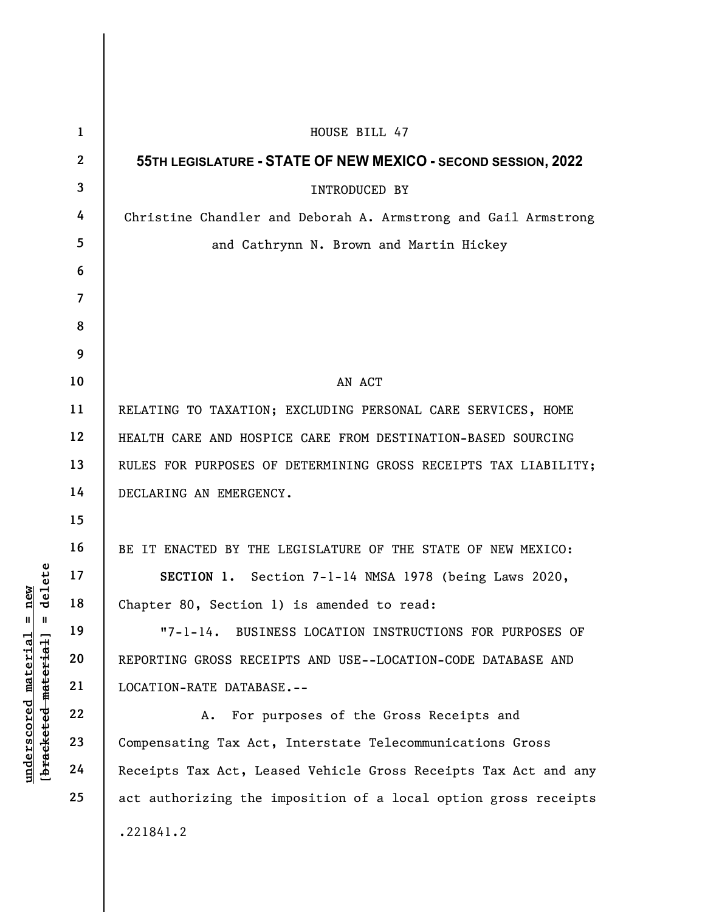HOUSE BILL 47

**55TH LEGISLATURE - STATE OF NEW MEXICO - SECOND SESSION, 2022**

INTRODUCED BY

Christine Chandler and Deborah A. Armstrong and Gail Armstrong and Cathrynn N. Brown and Martin Hickey

AN ACT

RELATING TO TAXATION; EXCLUDING PERSONAL CARE SERVICES, HOME HEALTH CARE AND HOSPICE CARE FROM DESTINATION-BASED SOURCING RULES FOR PURPOSES OF DETERMINING GROSS RECEIPTS TAX LIABILITY; DECLARING AN EMERGENCY.

BE IT ENACTED BY THE LEGISLATURE OF THE STATE OF NEW MEXICO:

**SECTION 1.** Section 7-1-14 NMSA 1978 (being Laws 2020, Chapter 80, Section 1) is amended to read:

"7-1-14. BUSINESS LOCATION INSTRUCTIONS FOR PURPOSES OF REPORTING GROSS RECEIPTS AND USE--LOCATION-CODE DATABASE AND LOCATION-RATE DATABASE.--

A. For purposes of the Gross Receipts and Compensating Tax Act, Interstate Telecommunications Gross Receipts Tax Act, Leased Vehicle Gross Receipts Tax Act and any act authorizing the imposition of a local option gross receipts

.221841.2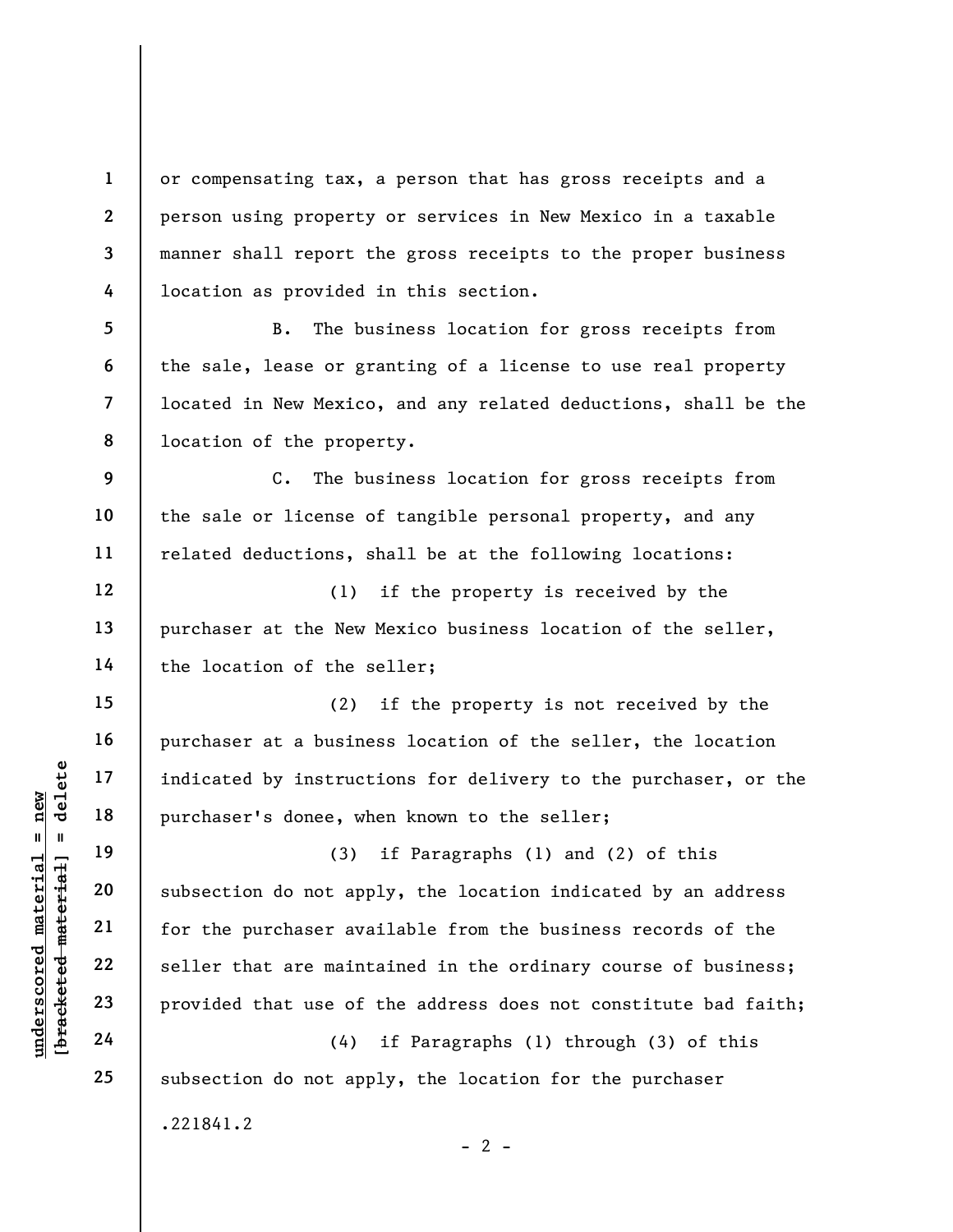or compensating tax, a person that has gross receipts and a person using property or services in New Mexico in a taxable manner shall report the gross receipts to the proper business location as provided in this section.

B. The business location for gross receipts from the sale, lease or granting of a license to use real property located in New Mexico, and any related deductions, shall be the location of the property.

C. The business location for gross receipts from the sale or license of tangible personal property, and any related deductions, shall be at the following locations:

(1) if the property is received by the purchaser at the New Mexico business location of the seller, the location of the seller;

(2) if the property is not received by the purchaser at a business location of the seller, the location indicated by instructions for delivery to the purchaser, or the purchaser's donee, when known to the seller;

(3) if Paragraphs (1) and (2) of this subsection do not apply, the location indicated by an address for the purchaser available from the business records of the seller that are maintained in the ordinary course of business; provided that use of the address does not constitute bad faith;

(4) if Paragraphs (1) through (3) of this subsection do not apply, the location for the purchaser

.221841.2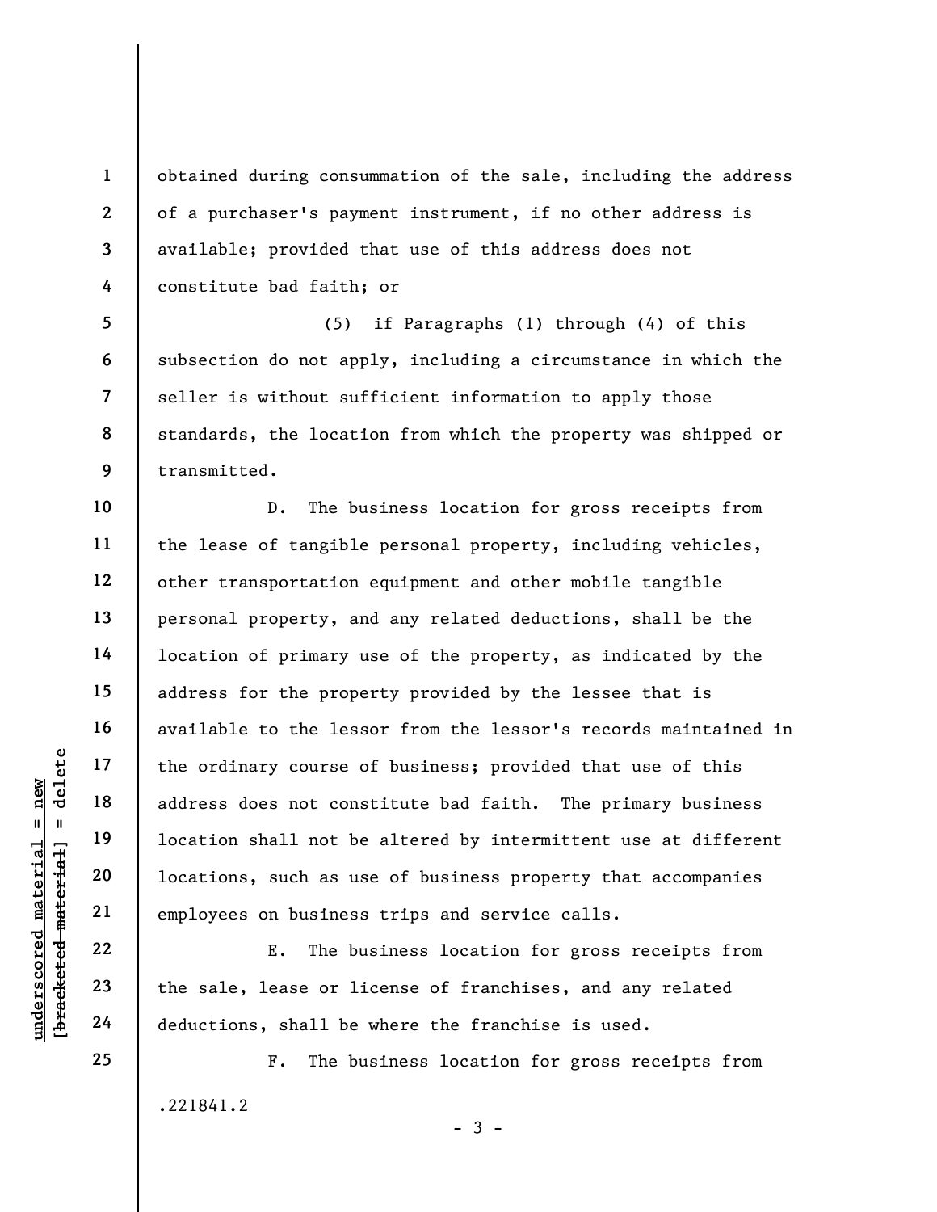obtained during consummation of the sale, including the address of a purchaser's payment instrument, if no other address is available; provided that use of this address does not constitute bad faith; or

(5) if Paragraphs (1) through (4) of this subsection do not apply, including a circumstance in which the seller is without sufficient information to apply those standards, the location from which the property was shipped or transmitted.

D. The business location for gross receipts from the lease of tangible personal property, including vehicles, other transportation equipment and other mobile tangible personal property, and any related deductions, shall be the location of primary use of the property, as indicated by the address for the property provided by the lessee that is available to the lessor from the lessor's records maintained in the ordinary course of business; provided that use of this address does not constitute bad faith. The primary business location shall not be altered by intermittent use at different locations, such as use of business property that accompanies employees on business trips and service calls.

E. The business location for gross receipts from the sale, lease or license of franchises, and any related deductions, shall be where the franchise is used.

F. The business location for gross receipts from

.221841.2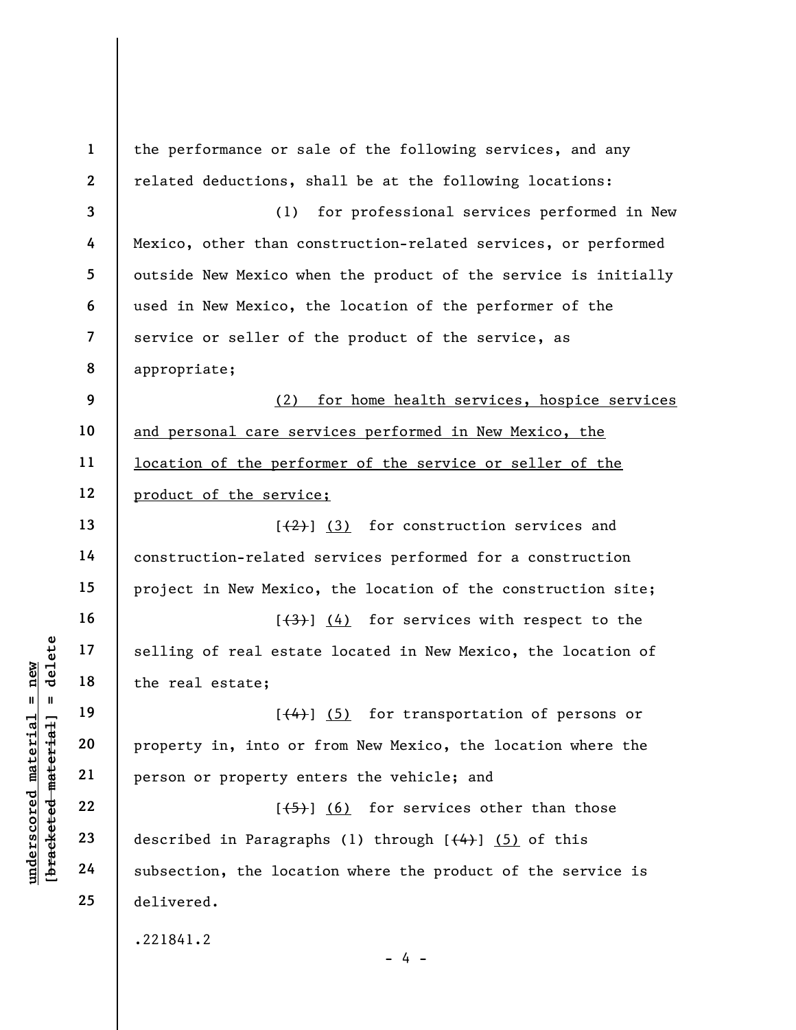the performance or sale of the following services, and any related deductions, shall be at the following locations:

(1) for professional services performed in New Mexico, other than construction-related services, or performed outside New Mexico when the product of the service is initially used in New Mexico, the location of the performer of the service or seller of the product of the service, as appropriate;

<u>(2) for home health services, hospice services and personal care services performed in New Mexico, the location of the performer of the service or seller of the product of the service;</u>

[~~(2)~~] <u>(3)</u> for construction services and construction-related services performed for a construction project in New Mexico, the location of the construction site;

[~~(3)~~] <u>(4)</u> for services with respect to the selling of real estate located in New Mexico, the location of the real estate;

[~~(4)~~] <u>(5)</u> for transportation of persons or property in, into or from New Mexico, the location where the person or property enters the vehicle; and

[~~(5)~~] <u>(6)</u> for services other than those described in Paragraphs (1) through [~~(4)~~] <u>(5)</u> of this subsection, the location where the product of the service is delivered.

.221841.2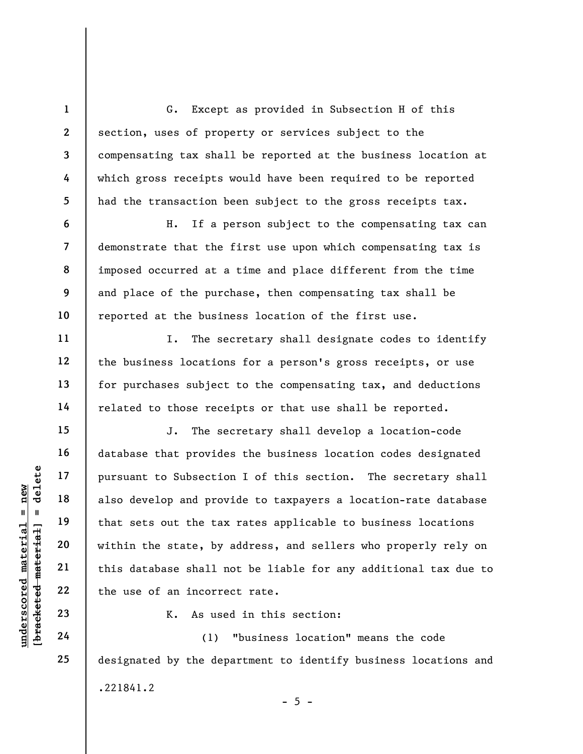G. Except as provided in Subsection H of this section, uses of property or services subject to the compensating tax shall be reported at the business location at which gross receipts would have been required to be reported had the transaction been subject to the gross receipts tax.

H. If a person subject to the compensating tax can demonstrate that the first use upon which compensating tax is imposed occurred at a time and place different from the time and place of the purchase, then compensating tax shall be reported at the business location of the first use.

I. The secretary shall designate codes to identify the business locations for a person's gross receipts, or use for purchases subject to the compensating tax, and deductions related to those receipts or that use shall be reported.

J. The secretary shall develop a location-code database that provides the business location codes designated pursuant to Subsection I of this section. The secretary shall also develop and provide to taxpayers a location-rate database that sets out the tax rates applicable to business locations within the state, by address, and sellers who properly rely on this database shall not be liable for any additional tax due to the use of an incorrect rate.

K. As used in this section:

(1) "business location" means the code designated by the department to identify business locations and

.221841.2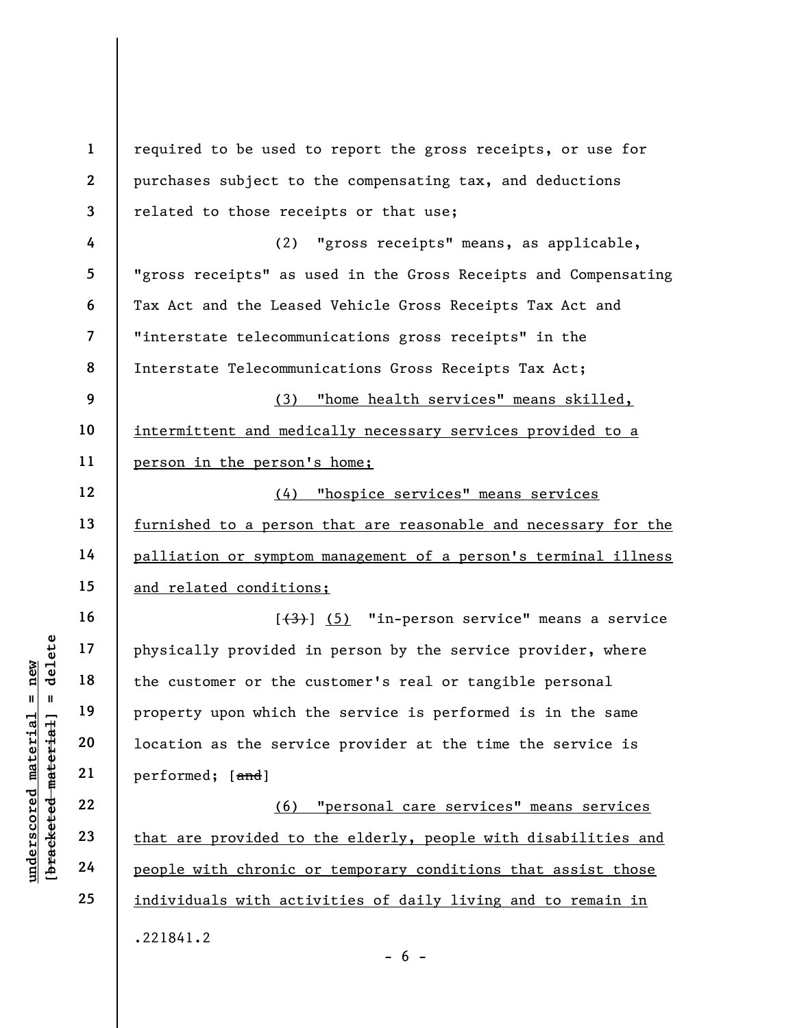required to be used to report the gross receipts, or use for purchases subject to the compensating tax, and deductions related to those receipts or that use;

(2) "gross receipts" means, as applicable, "gross receipts" as used in the Gross Receipts and Compensating Tax Act and the Leased Vehicle Gross Receipts Tax Act and "interstate telecommunications gross receipts" in the Interstate Telecommunications Gross Receipts Tax Act;

<u>(3) "home health services" means skilled, intermittent and medically necessary services provided to a person in the person's home;</u>

<u>(4) "hospice services" means services furnished to a person that are reasonable and necessary for the palliation or symptom management of a person's terminal illness and related conditions;</u>

[~~(3)~~] <u>(5)</u> "in-person service" means a service physically provided in person by the service provider, where the customer or the customer's real or tangible personal property upon which the service is performed is in the same location as the service provider at the time the service is performed; [~~and~~]

<u>(6) "personal care services" means services that are provided to the elderly, people with disabilities and people with chronic or temporary conditions that assist those individuals with activities of daily living and to remain in</u>

.221841.2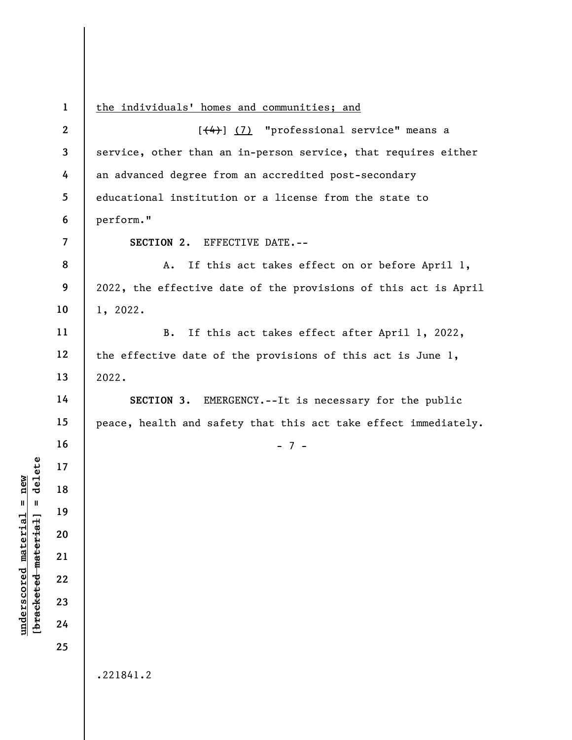the individuals' homes and communities; and

[(4)] (7) "professional service" means a service, other than an in-person service, that requires either an advanced degree from an accredited post-secondary educational institution or a license from the state to perform."

**SECTION 2.** EFFECTIVE DATE.--

A. If this act takes effect on or before April 1, 2022, the effective date of the provisions of this act is April 1, 2022.

B. If this act takes effect after April 1, 2022, the effective date of the provisions of this act is June 1, 2022.

**SECTION 3.** EMERGENCY.--It is necessary for the public peace, health and safety that this act take effect immediately.

.221841.2